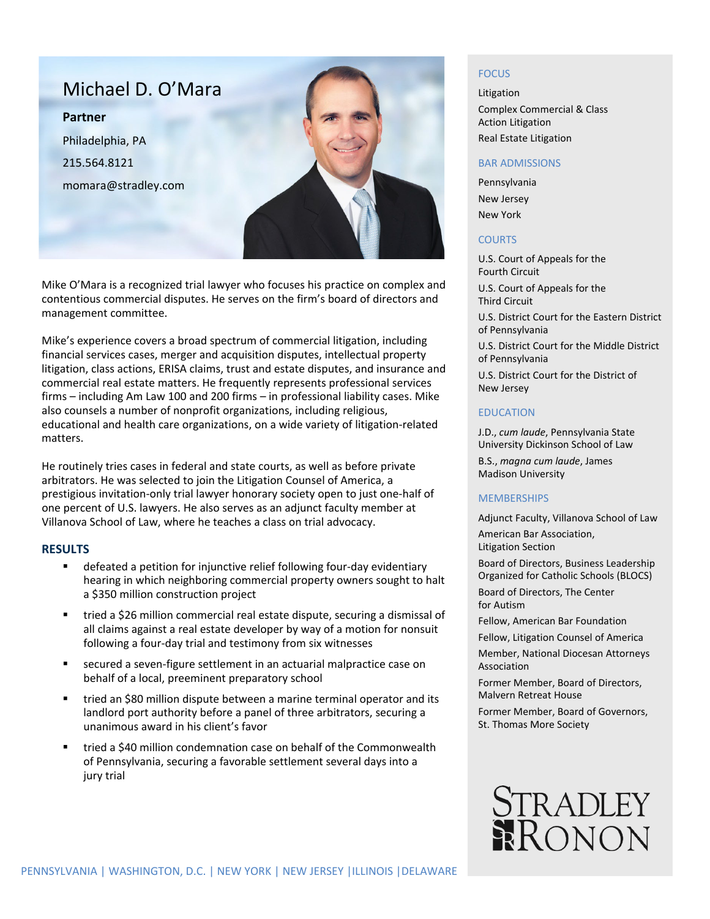# Michael D. O'Mara

**Partner**

Philadelphia, PA

215.564.8121

momara@stradley.com

Mike O'Mara is a recognized trial lawyer who focuses his practice on complex and contentious commercial disputes. He serves on the firm's board of directors and management committee.

Mike's experience covers a broad spectrum of commercial litigation, including financial services cases, merger and acquisition disputes, intellectual property litigation, class actions, ERISA claims, trust and estate disputes, and insurance and commercial real estate matters. He frequently represents professional services firms – including Am Law 100 and 200 firms – in professional liability cases. Mike also counsels a number of nonprofit organizations, including religious, educational and health care organizations, on a wide variety of litigation-related matters.

He routinely tries cases in federal and state courts, as well as before private arbitrators. He was selected to join the Litigation Counsel of America, a prestigious invitation-only trial lawyer honorary society open to just one-half of one percent of U.S. lawyers. He also serves as an adjunct faculty member at Villanova School of Law, where he teaches a class on trial advocacy.

## RESULTS

- defeated a petition for injunctive relief following four-day evidentiary hearing in which neighboring commercial property owners sought to halt a $350 million construction project
- tried a $26 million commercial real estate dispute, securing a dismissal of all claims against a real estate developer by way of a motion for nonsuit following a four-day trial and testimony from six witnesses
- secured a seven-figure settlement in an actuarial malpractice case on behalf of a local, preeminent preparatory school
- tried an $80 million dispute between a marine terminal operator and its landlord port authority before a panel of three arbitrators, securing a unanimous award in his client's favor
- tried a $40 million condemnation case on behalf of the Commonwealth of Pennsylvania, securing a favorable settlement several days into a jury trial

## FOCUS

Litigation

Complex Commercial & Class Action Litigation

Real Estate Litigation

## BAR ADMISSIONS

Pennsylvania

New Jersey

New York

## COURTS

U.S. Court of Appeals for the Fourth Circuit

U.S. Court of Appeals for the Third Circuit

U.S. District Court for the Eastern District of Pennsylvania

U.S. District Court for the Middle District of Pennsylvania

U.S. District Court for the District of New Jersey

## EDUCATION

J.D., *cum laude*, Pennsylvania State University Dickinson School of Law

B.S., *magna cum laude*, James Madison University

## MEMBERSHIPS

Adjunct Faculty, Villanova School of Law

American Bar Association, Litigation Section

Board of Directors, Business Leadership Organized for Catholic Schools (BLOCS)

Board of Directors, The Center for Autism

Fellow, American Bar Foundation

Fellow, Litigation Counsel of America

Member, National Diocesan Attorneys Association

Former Member, Board of Directors, Malvern Retreat House

Former Member, Board of Governors, St. Thomas More Society

STRADLEY RONON

PENNSYLVANIA | WASHINGTON, D.C. | NEW YORK | NEW JERSEY | ILLINOIS | DELAWARE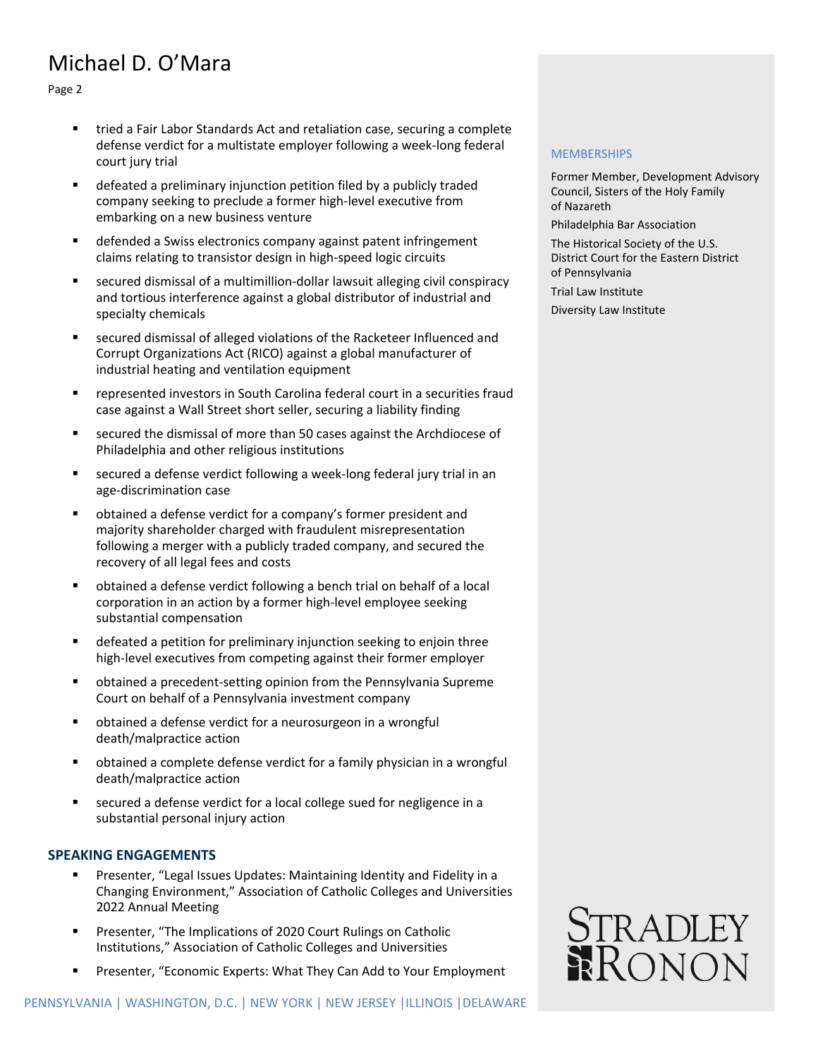- tried a Fair Labor Standards Act and retaliation case, securing a complete defense verdict for a multistate employer following a week-long federal court jury trial
- defeated a preliminary injunction petition filed by a publicly traded company seeking to preclude a former high-level executive from embarking on a new business venture
- defended a Swiss electronics company against patent infringement claims relating to transistor design in high-speed logic circuits
- secured dismissal of a multimillion-dollar lawsuit alleging civil conspiracy and tortious interference against a global distributor of industrial and specialty chemicals
- secured dismissal of alleged violations of the Racketeer Influenced and Corrupt Organizations Act (RICO) against a global manufacturer of industrial heating and ventilation equipment
- represented investors in South Carolina federal court in a securities fraud case against a Wall Street short seller, securing a liability finding
- secured the dismissal of more than 50 cases against the Archdiocese of Philadelphia and other religious institutions
- secured a defense verdict following a week-long federal jury trial in an age-discrimination case
- obtained a defense verdict for a company's former president and majority shareholder charged with fraudulent misrepresentation following a merger with a publicly traded company, and secured the recovery of all legal fees and costs
- obtained a defense verdict following a bench trial on behalf of a local corporation in an action by a former high-level employee seeking substantial compensation
- defeated a petition for preliminary injunction seeking to enjoin three high-level executives from competing against their former employer
- obtained a precedent-setting opinion from the Pennsylvania Supreme Court on behalf of a Pennsylvania investment company
- obtained a defense verdict for a neurosurgeon in a wrongful death/malpractice action
- obtained a complete defense verdict for a family physician in a wrongful death/malpractice action
- secured a defense verdict for a local college sued for negligence in a substantial personal injury action

## SPEAKING ENGAGEMENTS

- Presenter, "Legal Issues Updates: Maintaining Identity and Fidelity in a Changing Environment," Association of Catholic Colleges and Universities 2022 Annual Meeting
- Presenter, "The Implications of 2020 Court Rulings on Catholic Institutions," Association of Catholic Colleges and Universities
- Presenter, "Economic Experts: What They Can Add to Your Employment

## MEMBERSHIPS

Former Member, Development Advisory Council, Sisters of the Holy Family of Nazareth

Philadelphia Bar Association

The Historical Society of the U.S. District Court for the Eastern District of Pennsylvania

Trial Law Institute

Diversity Law Institute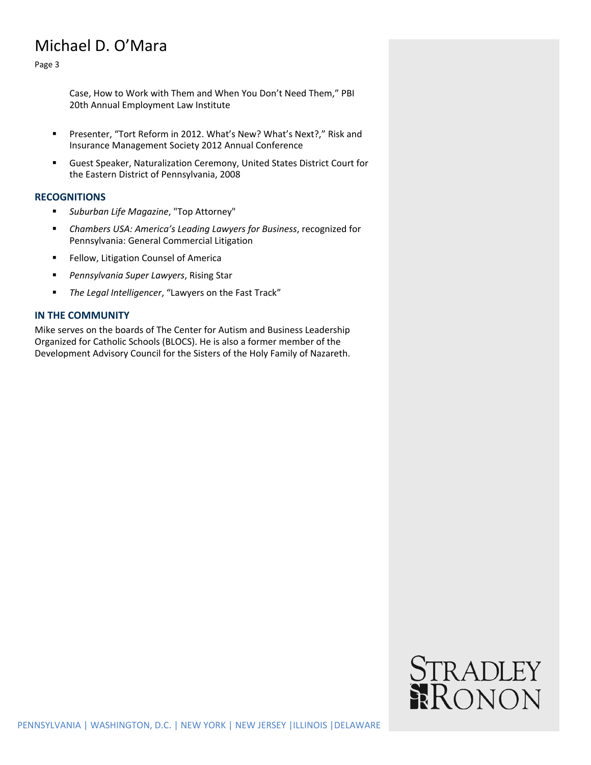Case, How to Work with Them and When You Don't Need Them," PBI 20th Annual Employment Law Institute

- Presenter, "Tort Reform in 2012. What's New? What's Next?," Risk and Insurance Management Society 2012 Annual Conference
- Guest Speaker, Naturalization Ceremony, United States District Court for the Eastern District of Pennsylvania, 2008

## RECOGNITIONS

- *Suburban Life Magazine*, "Top Attorney"
- *Chambers USA: America's Leading Lawyers for Business*, recognized for Pennsylvania: General Commercial Litigation
- Fellow, Litigation Counsel of America
- *Pennsylvania Super Lawyers*, Rising Star
- *The Legal Intelligencer*, "Lawyers on the Fast Track"

## IN THE COMMUNITY

Mike serves on the boards of The Center for Autism and Business Leadership Organized for Catholic Schools (BLOCS). He is also a former member of the Development Advisory Council for the Sisters of the Holy Family of Nazareth.